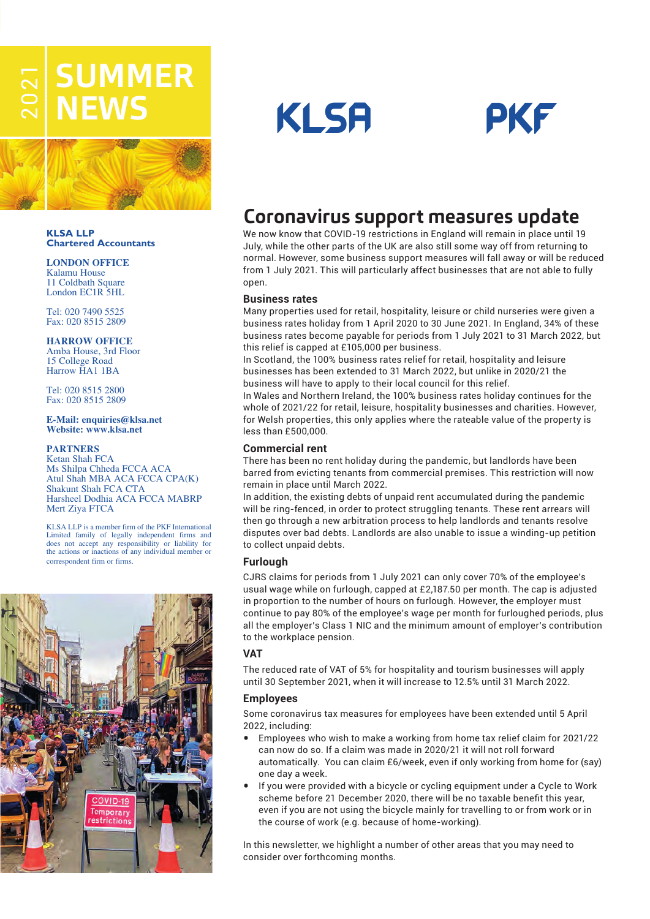# 2021 SUMMER NEWS

KLSA

PKF

**KLSA LLP**
**Chartered Accountants**

**LONDON OFFICE**
Kalamu House
11 Coldbath Square
London EC1R 5HL

Tel: 020 7490 5525
Fax: 020 8515 2809

**HARROW OFFICE**
Amba House, 3rd Floor
15 College Road
Harrow HA1 1BA

Tel: 020 8515 2800
Fax: 020 8515 2809

**E-Mail: enquiries@klsa.net**
**Website: www.klsa.net**

**PARTNERS**
Ketan Shah FCA
Ms Shilpa Chheda FCCA ACA
Atul Shah MBA ACA FCCA CPA(K)
Shakunt Shah FCA CTA
Harsheel Dodhia ACA FCCA MABRP
Mert Ziya FTCA

KLSA LLP is a member firm of the PKF International Limited family of legally independent firms and does not accept any responsibility or liability for the actions or inactions of any individual member or correspondent firm or firms.

## Coronavirus support measures update

We now know that COVID-19 restrictions in England will remain in place until 19 July, while the other parts of the UK are also still some way off from returning to normal. However, some business support measures will fall away or will be reduced from 1 July 2021. This will particularly affect businesses that are not able to fully open.

### Business rates

Many properties used for retail, hospitality, leisure or child nurseries were given a business rates holiday from 1 April 2020 to 30 June 2021. In England, 34% of these business rates become payable for periods from 1 July 2021 to 31 March 2022, but this relief is capped at £105,000 per business.

In Scotland, the 100% business rates relief for retail, hospitality and leisure businesses has been extended to 31 March 2022, but unlike in 2020/21 the business will have to apply to their local council for this relief.

In Wales and Northern Ireland, the 100% business rates holiday continues for the whole of 2021/22 for retail, leisure, hospitality businesses and charities. However, for Welsh properties, this only applies where the rateable value of the property is less than £500,000.

### Commercial rent

There has been no rent holiday during the pandemic, but landlords have been barred from evicting tenants from commercial premises. This restriction will now remain in place until March 2022.

In addition, the existing debts of unpaid rent accumulated during the pandemic will be ring-fenced, in order to protect struggling tenants. These rent arrears will then go through a new arbitration process to help landlords and tenants resolve disputes over bad debts. Landlords are also unable to issue a winding-up petition to collect unpaid debts.

### Furlough

CJRS claims for periods from 1 July 2021 can only cover 70% of the employee's usual wage while on furlough, capped at £2,187.50 per month. The cap is adjusted in proportion to the number of hours on furlough. However, the employer must continue to pay 80% of the employee's wage per month for furloughed periods, plus all the employer's Class 1 NIC and the minimum amount of employer's contribution to the workplace pension.

### VAT

The reduced rate of VAT of 5% for hospitality and tourism businesses will apply until 30 September 2021, when it will increase to 12.5% until 31 March 2022.

### Employees

Some coronavirus tax measures for employees have been extended until 5 April 2022, including:

- Employees who wish to make a working from home tax relief claim for 2021/22 can now do so. If a claim was made in 2020/21 it will not roll forward automatically. You can claim £6/week, even if only working from home for (say) one day a week.
- If you were provided with a bicycle or cycling equipment under a Cycle to Work scheme before 21 December 2020, there will be no taxable benefit this year, even if you are not using the bicycle mainly for travelling to or from work or in the course of work (e.g. because of home-working).

In this newsletter, we highlight a number of other areas that you may need to consider over forthcoming months.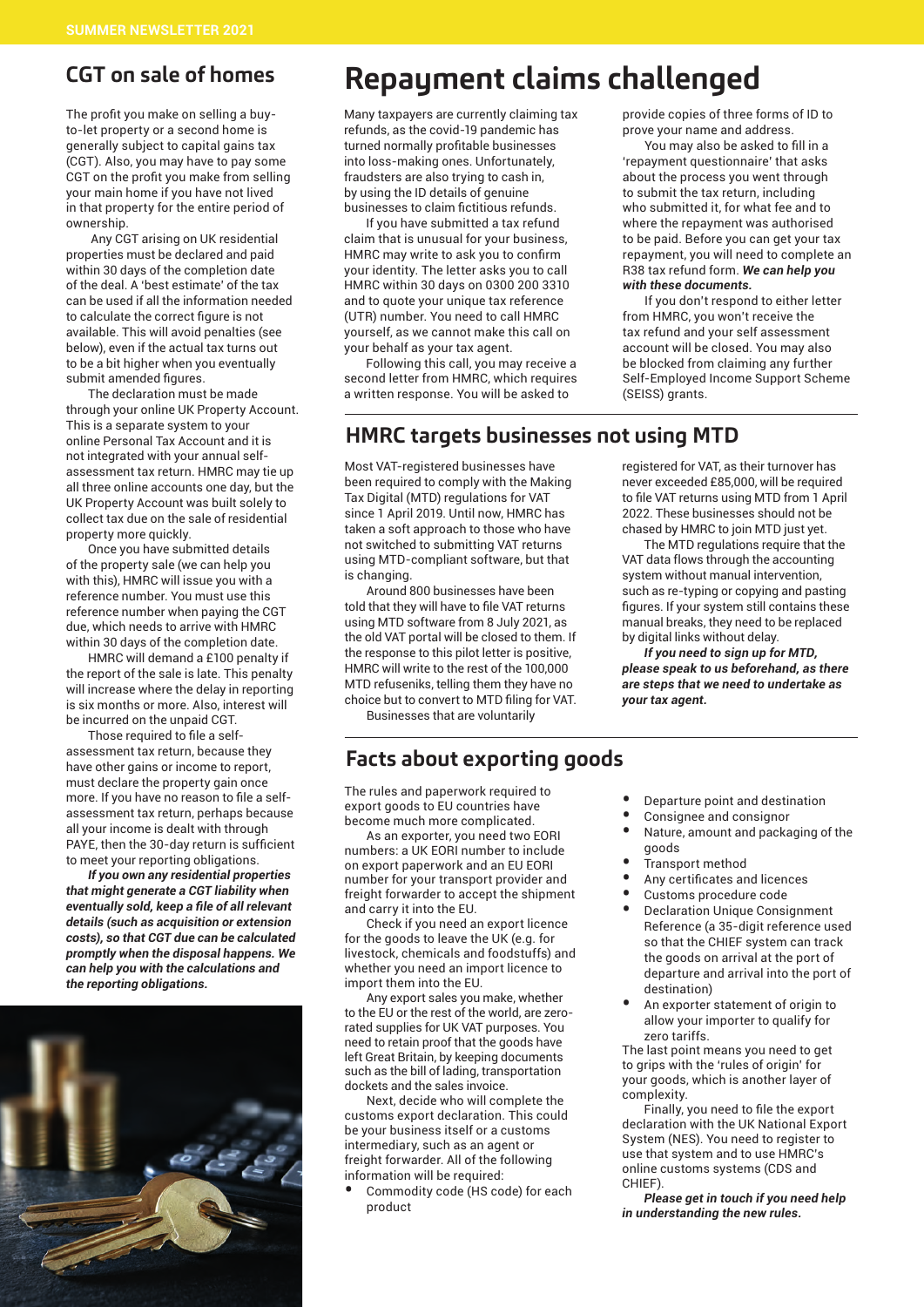## CGT on sale of homes

The profit you make on selling a buy-to-let property or a second home is generally subject to capital gains tax (CGT). Also, you may have to pay some CGT on the profit you make from selling your main home if you have not lived in that property for the entire period of ownership.

Any CGT arising on UK residential properties must be declared and paid within 30 days of the completion date of the deal. A 'best estimate' of the tax can be used if all the information needed to calculate the correct figure is not available. This will avoid penalties (see below), even if the actual tax turns out to be a bit higher when you eventually submit amended figures.

The declaration must be made through your online UK Property Account. This is a separate system to your online Personal Tax Account and it is not integrated with your annual self-assessment tax return. HMRC may tie up all three online accounts one day, but the UK Property Account was built solely to collect tax due on the sale of residential property more quickly.

Once you have submitted details of the property sale (we can help you with this), HMRC will issue you with a reference number. You must use this reference number when paying the CGT due, which needs to arrive with HMRC within 30 days of the completion date.

HMRC will demand a £100 penalty if the report of the sale is late. This penalty will increase where the delay in reporting is six months or more. Also, interest will be incurred on the unpaid CGT.

Those required to file a self-assessment tax return, because they have other gains or income to report, must declare the property gain once more. If you have no reason to file a self-assessment tax return, perhaps because all your income is dealt with through PAYE, then the 30-day return is sufficient to meet your reporting obligations.

***If you own any residential properties that might generate a CGT liability when eventually sold, keep a file of all relevant details (such as acquisition or extension costs), so that CGT due can be calculated promptly when the disposal happens. We can help you with the calculations and the reporting obligations.***

# Repayment claims challenged

Many taxpayers are currently claiming tax refunds, as the covid-19 pandemic has turned normally profitable businesses into loss-making ones. Unfortunately, fraudsters are also trying to cash in, by using the ID details of genuine businesses to claim fictitious refunds.

If you have submitted a tax refund claim that is unusual for your business, HMRC may write to ask you to confirm your identity. The letter asks you to call HMRC within 30 days on 0300 200 3310 and to quote your unique tax reference (UTR) number. You need to call HMRC yourself, as we cannot make this call on your behalf as your tax agent.

Following this call, you may receive a second letter from HMRC, which requires a written response. You will be asked to provide copies of three forms of ID to prove your name and address.

You may also be asked to fill in a 'repayment questionnaire' that asks about the process you went through to submit the tax return, including who submitted it, for what fee and to where the repayment was authorised to be paid. Before you can get your tax repayment, you will need to complete an R38 tax refund form. ***We can help you with these documents.***

If you don't respond to either letter from HMRC, you won't receive the tax refund and your self assessment account will be closed. You may also be blocked from claiming any further Self-Employed Income Support Scheme (SEISS) grants.

## HMRC targets businesses not using MTD

Most VAT-registered businesses have been required to comply with the Making Tax Digital (MTD) regulations for VAT since 1 April 2019. Until now, HMRC has taken a soft approach to those who have not switched to submitting VAT returns using MTD-compliant software, but that is changing.

Around 800 businesses have been told that they will have to file VAT returns using MTD software from 8 July 2021, as the old VAT portal will be closed to them. If the response to this pilot letter is positive, HMRC will write to the rest of the 100,000 MTD refuseniks, telling them they have no choice but to convert to MTD filing for VAT.

Businesses that are voluntarily registered for VAT, as their turnover has never exceeded £85,000, will be required to file VAT returns using MTD from 1 April 2022. These businesses should not be chased by HMRC to join MTD just yet.

The MTD regulations require that the VAT data flows through the accounting system without manual intervention, such as re-typing or copying and pasting figures. If your system still contains these manual breaks, they need to be replaced by digital links without delay.

***If you need to sign up for MTD, please speak to us beforehand, as there are steps that we need to undertake as your tax agent.***

## Facts about exporting goods

The rules and paperwork required to export goods to EU countries have become much more complicated.

As an exporter, you need two EORI numbers: a UK EORI number to include on export paperwork and an EU EORI number for your transport provider and freight forwarder to accept the shipment and carry it into the EU.

Check if you need an export licence for the goods to leave the UK (e.g. for livestock, chemicals and foodstuffs) and whether you need an import licence to import them into the EU.

Any export sales you make, whether to the EU or the rest of the world, are zero-rated supplies for UK VAT purposes. You need to retain proof that the goods have left Great Britain, by keeping documents such as the bill of lading, transportation dockets and the sales invoice.

Next, decide who will complete the customs export declaration. This could be your business itself or a customs intermediary, such as an agent or freight forwarder. All of the following information will be required:

- Commodity code (HS code) for each product
- Departure point and destination
- Consignee and consignor
- Nature, amount and packaging of the goods
- Transport method
- Any certificates and licences
- Customs procedure code
- Declaration Unique Consignment Reference (a 35-digit reference used so that the CHIEF system can track the goods on arrival at the port of departure and arrival into the port of destination)
- An exporter statement of origin to allow your importer to qualify for zero tariffs.

The last point means you need to get to grips with the 'rules of origin' for your goods, which is another layer of complexity.

Finally, you need to file the export declaration with the UK National Export System (NES). You need to register to use that system and to use HMRC's online customs systems (CDS and CHIEF).

***Please get in touch if you need help in understanding the new rules.***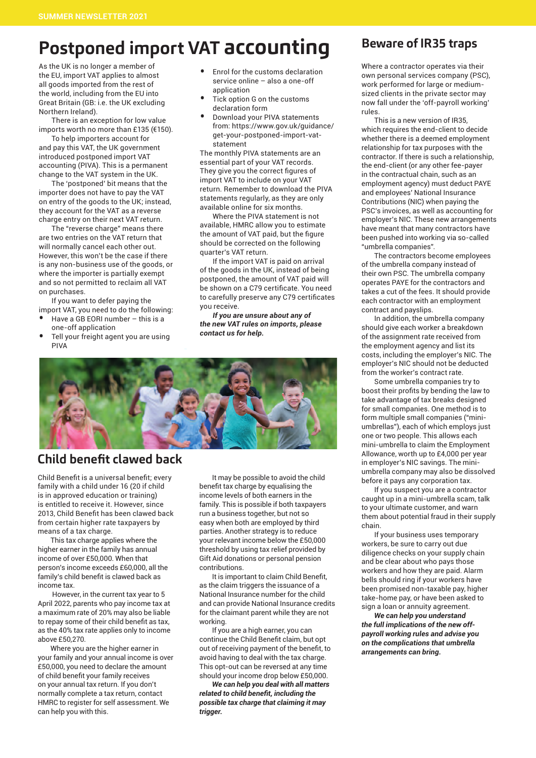# Postponed import VAT accounting

As the UK is no longer a member of the EU, import VAT applies to almost all goods imported from the rest of the world, including from the EU into Great Britain (GB: i.e. the UK excluding Northern Ireland).

There is an exception for low value imports worth no more than £135 (€150).

To help importers account for and pay this VAT, the UK government introduced postponed import VAT accounting (PIVA). This is a permanent change to the VAT system in the UK.

The 'postponed' bit means that the importer does not have to pay the VAT on entry of the goods to the UK; instead, they account for the VAT as a reverse charge entry on their next VAT return.

The "reverse charge" means there are two entries on the VAT return that will normally cancel each other out. However, this won't be the case if there is any non-business use of the goods, or where the importer is partially exempt and so not permitted to reclaim all VAT on purchases.

If you want to defer paying the import VAT, you need to do the following:

- Have a GB EORI number – this is a one-off application
- Tell your freight agent you are using PIVA
- Enrol for the customs declaration service online – also a one-off application
- Tick option G on the customs declaration form
- Download your PIVA statements from: https://www.gov.uk/guidance/get-your-postponed-import-vat-statement

The monthly PIVA statements are an essential part of your VAT records. They give you the correct figures of import VAT to include on your VAT return. Remember to download the PIVA statements regularly, as they are only available online for six months.

Where the PIVA statement is not available, HMRC allow you to estimate the amount of VAT paid, but the figure should be corrected on the following quarter's VAT return.

If the import VAT is paid on arrival of the goods in the UK, instead of being postponed, the amount of VAT paid will be shown on a C79 certificate. You need to carefully preserve any C79 certificates you receive.

***If you are unsure about any of the new VAT rules on imports, please contact us for help.***

# Beware of IR35 traps

Where a contractor operates via their own personal services company (PSC), work performed for large or medium-sized clients in the private sector may now fall under the 'off-payroll working' rules.

This is a new version of IR35, which requires the end-client to decide whether there is a deemed employment relationship for tax purposes with the contractor. If there is such a relationship, the end-client (or any other fee-payer in the contractual chain, such as an employment agency) must deduct PAYE and employees' National Insurance Contributions (NIC) when paying the PSC's invoices, as well as accounting for employer's NIC. These new arrangements have meant that many contractors have been pushed into working via so-called "umbrella companies".

The contractors become employees of the umbrella company instead of their own PSC. The umbrella company operates PAYE for the contractors and takes a cut of the fees. It should provide each contractor with an employment contract and payslips.

In addition, the umbrella company should give each worker a breakdown of the assignment rate received from the employment agency and list its costs, including the employer's NIC. The employer's NIC should not be deducted from the worker's contract rate.

Some umbrella companies try to boost their profits by bending the law to take advantage of tax breaks designed for small companies. One method is to form multiple small companies ("mini-umbrellas"), each of which employs just one or two people. This allows each mini-umbrella to claim the Employment Allowance, worth up to £4,000 per year in employer's NIC savings. The mini-umbrella company may also be dissolved before it pays any corporation tax.

If you suspect you are a contractor caught up in a mini-umbrella scam, talk to your ultimate customer, and warn them about potential fraud in their supply chain.

If your business uses temporary workers, be sure to carry out due diligence checks on your supply chain and be clear about who pays those workers and how they are paid. Alarm bells should ring if your workers have been promised non-taxable pay, higher take-home pay, or have been asked to sign a loan or annuity agreement.

***We can help you understand the full implications of the new off-payroll working rules and advise you on the complications that umbrella arrangements can bring.***

# Child benefit clawed back

Child Benefit is a universal benefit; every family with a child under 16 (20 if child is in approved education or training) is entitled to receive it. However, since 2013, Child Benefit has been clawed back from certain higher rate taxpayers by means of a tax charge.

This tax charge applies where the higher earner in the family has annual income of over £50,000. When that person's income exceeds £60,000, all the family's child benefit is clawed back as income tax.

However, in the current tax year to 5 April 2022, parents who pay income tax at a maximum rate of 20% may also be liable to repay some of their child benefit as tax, as the 40% tax rate applies only to income above £50,270.

Where you are the higher earner in your family and your annual income is over £50,000, you need to declare the amount of child benefit your family receives on your annual tax return. If you don't normally complete a tax return, contact HMRC to register for self assessment. We can help you with this.

It may be possible to avoid the child benefit tax charge by equalising the income levels of both earners in the family. This is possible if both taxpayers run a business together, but not so easy when both are employed by third parties. Another strategy is to reduce your relevant income below the £50,000 threshold by using tax relief provided by Gift Aid donations or personal pension contributions.

It is important to claim Child Benefit, as the claim triggers the issuance of a National Insurance number for the child and can provide National Insurance credits for the claimant parent while they are not working.

If you are a high earner, you can continue the Child Benefit claim, but opt out of receiving payment of the benefit, to avoid having to deal with the tax charge. This opt-out can be reversed at any time should your income drop below £50,000.

***We can help you deal with all matters related to child benefit, including the possible tax charge that claiming it may trigger.***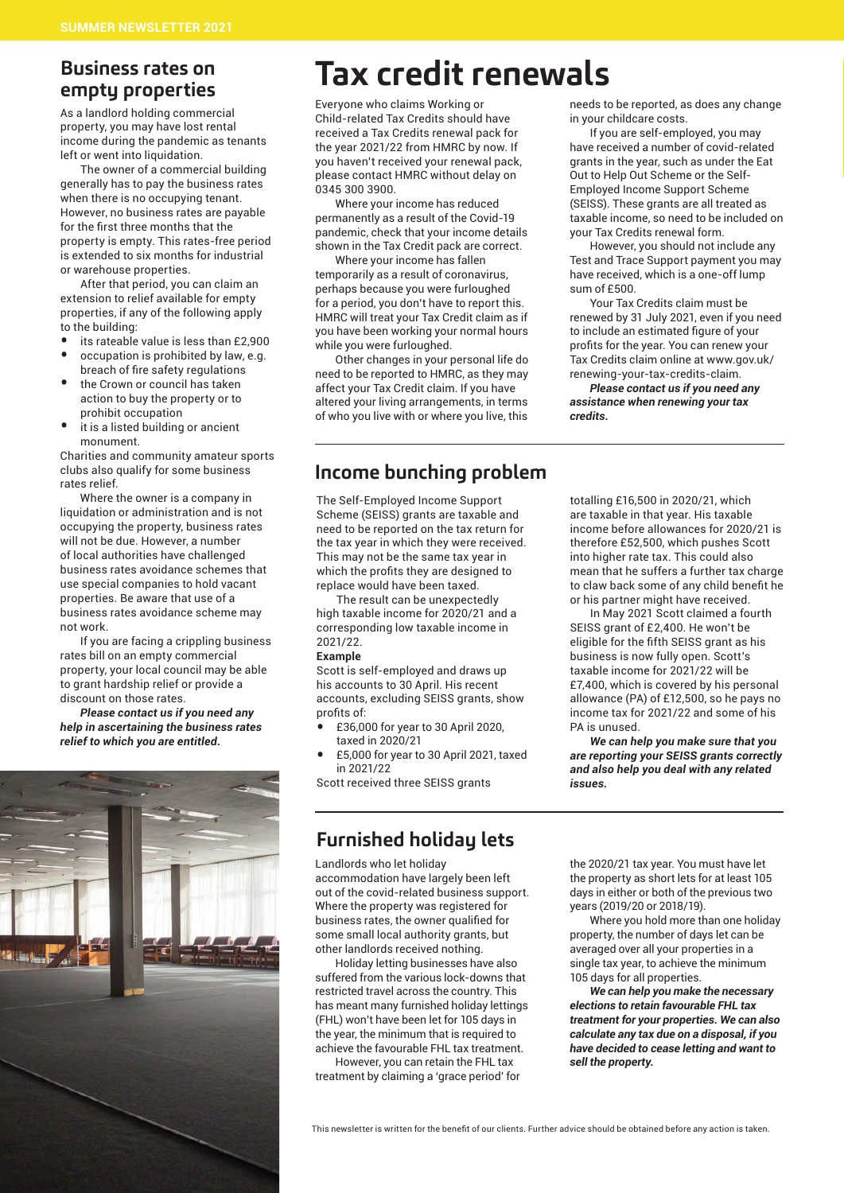## Business rates on empty properties

As a landlord holding commercial property, you may have lost rental income during the pandemic as tenants left or went into liquidation.

The owner of a commercial building generally has to pay the business rates when there is no occupying tenant. However, no business rates are payable for the first three months that the property is empty. This rates-free period is extended to six months for industrial or warehouse properties.

After that period, you can claim an extension to relief available for empty properties, if any of the following apply to the building:

- its rateable value is less than £2,900
- occupation is prohibited by law, e.g. breach of fire safety regulations
- the Crown or council has taken action to buy the property or to prohibit occupation
- it is a listed building or ancient monument.

Charities and community amateur sports clubs also qualify for some business rates relief.

Where the owner is a company in liquidation or administration and is not occupying the property, business rates will not be due. However, a number of local authorities have challenged business rates avoidance schemes that use special companies to hold vacant properties. Be aware that use of a business rates avoidance scheme may not work.

If you are facing a crippling business rates bill on an empty commercial property, your local council may be able to grant hardship relief or provide a discount on those rates.

***Please contact us if you need any help in ascertaining the business rates relief to which you are entitled.***

# Tax credit renewals

Everyone who claims Working or Child-related Tax Credits should have received a Tax Credits renewal pack for the year 2021/22 from HMRC by now. If you haven't received your renewal pack, please contact HMRC without delay on 0345 300 3900.

Where your income has reduced permanently as a result of the Covid-19 pandemic, check that your income details shown in the Tax Credit pack are correct.

Where your income has fallen temporarily as a result of coronavirus, perhaps because you were furloughed for a period, you don't have to report this. HMRC will treat your Tax Credit claim as if you have been working your normal hours while you were furloughed.

Other changes in your personal life do need to be reported to HMRC, as they may affect your Tax Credit claim. If you have altered your living arrangements, in terms of who you live with or where you live, this needs to be reported, as does any change in your childcare costs.

If you are self-employed, you may have received a number of covid-related grants in the year, such as under the Eat Out to Help Out Scheme or the Self-Employed Income Support Scheme (SEISS). These grants are all treated as taxable income, so need to be included on your Tax Credits renewal form.

However, you should not include any Test and Trace Support payment you may have received, which is a one-off lump sum of £500.

Your Tax Credits claim must be renewed by 31 July 2021, even if you need to include an estimated figure of your profits for the year. You can renew your Tax Credits claim online at www.gov.uk/renewing-your-tax-credits-claim.

***Please contact us if you need any assistance when renewing your tax credits.***

## Income bunching problem

The Self-Employed Income Support Scheme (SEISS) grants are taxable and need to be reported on the tax return for the tax year in which they were received. This may not be the same tax year in which the profits they are designed to replace would have been taxed.

The result can be unexpectedly high taxable income for 2020/21 and a corresponding low taxable income in 2021/22.

**Example**

Scott is self-employed and draws up his accounts to 30 April. His recent accounts, excluding SEISS grants, show profits of:

- £36,000 for year to 30 April 2020, taxed in 2020/21
- £5,000 for year to 30 April 2021, taxed in 2021/22

Scott received three SEISS grants totalling £16,500 in 2020/21, which are taxable in that year. His taxable income before allowances for 2020/21 is therefore £52,500, which pushes Scott into higher rate tax. This could also mean that he suffers a further tax charge to claw back some of any child benefit he or his partner might have received.

In May 2021 Scott claimed a fourth SEISS grant of £2,400. He won't be eligible for the fifth SEISS grant as his business is now fully open. Scott's taxable income for 2021/22 will be £7,400, which is covered by his personal allowance (PA) of £12,500, so he pays no income tax for 2021/22 and some of his PA is unused.

***We can help you make sure that you are reporting your SEISS grants correctly and also help you deal with any related issues.***

## Furnished holiday lets

Landlords who let holiday accommodation have largely been left out of the covid-related business support. Where the property was registered for business rates, the owner qualified for some small local authority grants, but other landlords received nothing.

Holiday letting businesses have also suffered from the various lock-downs that restricted travel across the country. This has meant many furnished holiday lettings (FHL) won't have been let for 105 days in the year, the minimum that is required to achieve the favourable FHL tax treatment.

However, you can retain the FHL tax treatment by claiming a 'grace period' for the 2020/21 tax year. You must have let the property as short lets for at least 105 days in either or both of the previous two years (2019/20 or 2018/19).

Where you hold more than one holiday property, the number of days let can be averaged over all your properties in a single tax year, to achieve the minimum 105 days for all properties.

***We can help you make the necessary elections to retain favourable FHL tax treatment for your properties. We can also calculate any tax due on a disposal, if you have decided to cease letting and want to sell the property.***

This newsletter is written for the benefit of our clients. Further advice should be obtained before any action is taken.